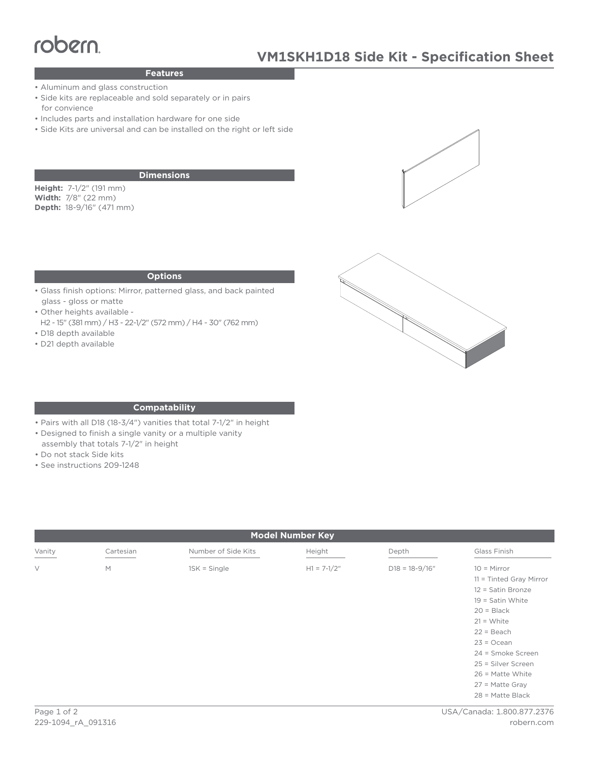robern

# VM1SKH1D18 Side Kit - Specification Sheet

## Features

- Aluminum and glass construction
- Side kits are replaceable and sold separately or in pairs for convience
- Includes parts and installation hardware for one side
- Side Kits are universal and can be installed on the right or left side

## Dimensions

**Height:** 7-1/2″ (191 mm)
**Width:** 7/8″ (22 mm)
**Depth:** 18-9/16″ (471 mm)

## Options

- Glass finish options: Mirror, patterned glass, and back painted glass - gloss or matte
- Other heights available - H2 - 15″ (381 mm) / H3 - 22-1/2″ (572 mm) / H4 - 30″ (762 mm)
- D18 depth available
- D21 depth available

## Compatability

- Pairs with all D18 (18-3/4″) vanities that total 7-1/2″ in height
- Designed to finish a single vanity or a multiple vanity assembly that totals 7-1/2″ in height
- Do not stack Side kits
- See instructions 209-1248

## Model Number Key

| Vanity | Cartesian | Number of Side Kits | Height | Depth | Glass Finish |
|---|---|---|---|---|---|
| V | M | 1SK = Single | H1 = 7-1/2″ | D18 = 18-9/16″ | 10 = Mirror |
| | | | | | 11 = Tinted Gray Mirror |
| | | | | | 12 = Satin Bronze |
| | | | | | 19 = Satin White |
| | | | | | 20 = Black |
| | | | | | 21 = White |
| | | | | | 22 = Beach |
| | | | | | 23 = Ocean |
| | | | | | 24 = Smoke Screen |
| | | | | | 25 = Silver Screen |
| | | | | | 26 = Matte White |
| | | | | | 27 = Matte Gray |
| | | | | | 28 = Matte Black |

229-1094_rA_091316

USA/Canada: 1.800.877.2376
robern.com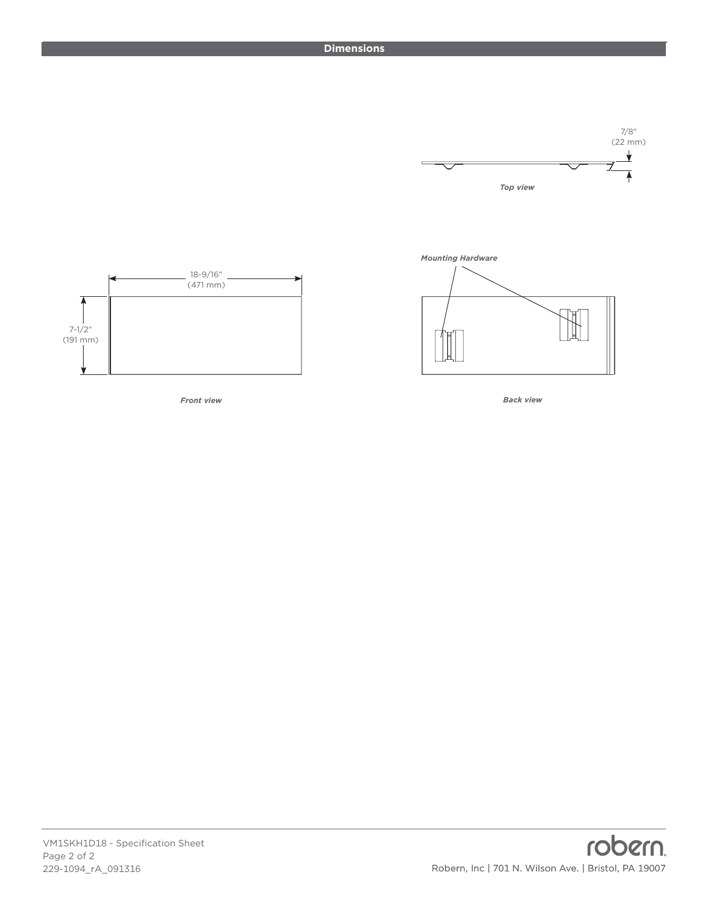## Dimensions

7/8"
(22 mm)

*Top view*

18-9/16"
(471 mm)

7-1/2"
(191 mm)

*Front view*

*Mounting Hardware*

*Back view*